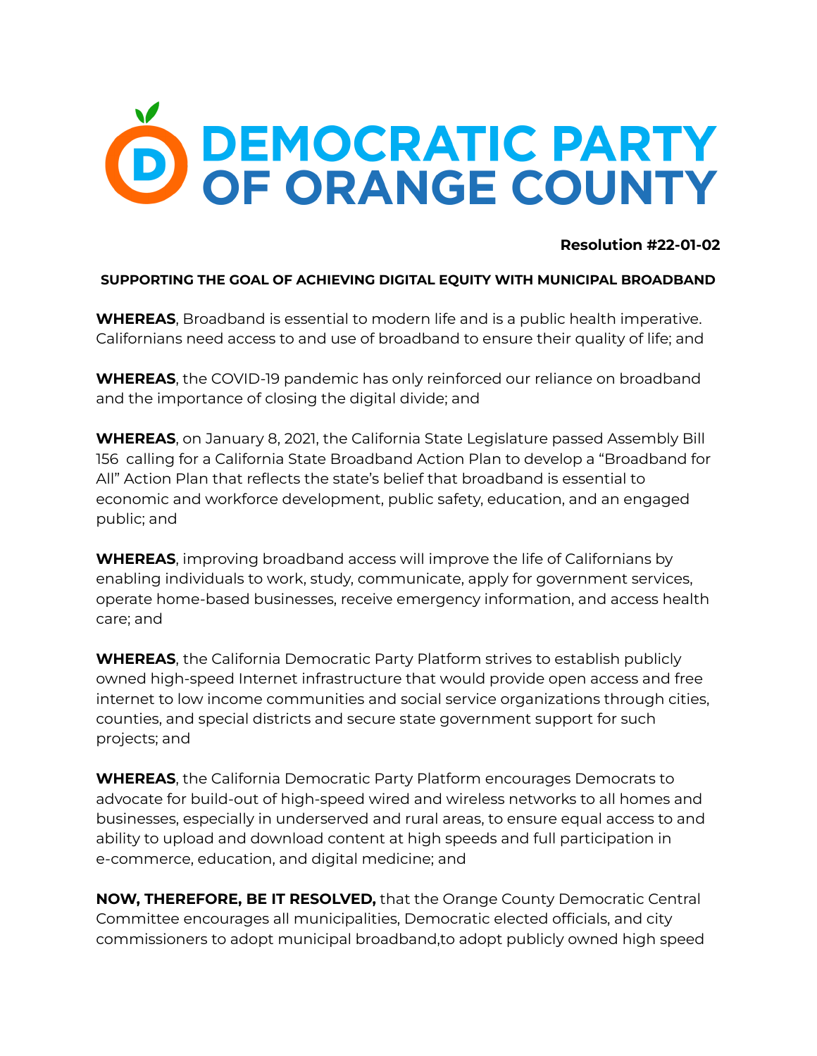# DEMOCRATIC PARTY OF ORANGE COUNTY

**Resolution #22-01-02**

**SUPPORTING THE GOAL OF ACHIEVING DIGITAL EQUITY WITH MUNICIPAL BROADBAND**

**WHEREAS**, Broadband is essential to modern life and is a public health imperative. Californians need access to and use of broadband to ensure their quality of life; and

**WHEREAS**, the COVID-19 pandemic has only reinforced our reliance on broadband and the importance of closing the digital divide; and

**WHEREAS**, on January 8, 2021, the California State Legislature passed Assembly Bill 156 calling for a California State Broadband Action Plan to develop a "Broadband for All" Action Plan that reflects the state's belief that broadband is essential to economic and workforce development, public safety, education, and an engaged public; and

**WHEREAS**, improving broadband access will improve the life of Californians by enabling individuals to work, study, communicate, apply for government services, operate home-based businesses, receive emergency information, and access health care; and

**WHEREAS**, the California Democratic Party Platform strives to establish publicly owned high-speed Internet infrastructure that would provide open access and free internet to low income communities and social service organizations through cities, counties, and special districts and secure state government support for such projects; and

**WHEREAS**, the California Democratic Party Platform encourages Democrats to advocate for build-out of high-speed wired and wireless networks to all homes and businesses, especially in underserved and rural areas, to ensure equal access to and ability to upload and download content at high speeds and full participation in e-commerce, education, and digital medicine; and

**NOW, THEREFORE, BE IT RESOLVED,** that the Orange County Democratic Central Committee encourages all municipalities, Democratic elected officials, and city commissioners to adopt municipal broadband,to adopt publicly owned high speed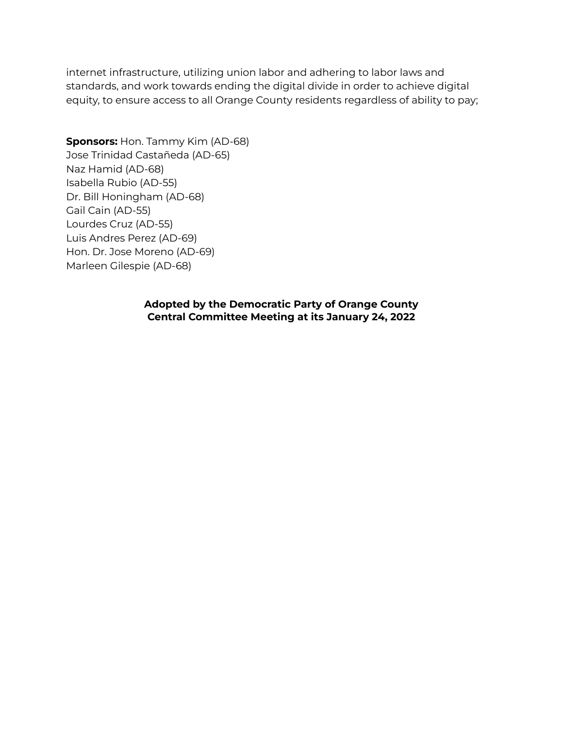internet infrastructure, utilizing union labor and adhering to labor laws and standards, and work towards ending the digital divide in order to achieve digital equity, to ensure access to all Orange County residents regardless of ability to pay;

**Sponsors:** Hon. Tammy Kim (AD-68)
Jose Trinidad Castañeda (AD-65)
Naz Hamid (AD-68)
Isabella Rubio (AD-55)
Dr. Bill Honingham (AD-68)
Gail Cain (AD-55)
Lourdes Cruz (AD-55)
Luis Andres Perez (AD-69)
Hon. Dr. Jose Moreno (AD-69)
Marleen Gilespie (AD-68)

**Adopted by the Democratic Party of Orange County Central Committee Meeting at its January 24, 2022**